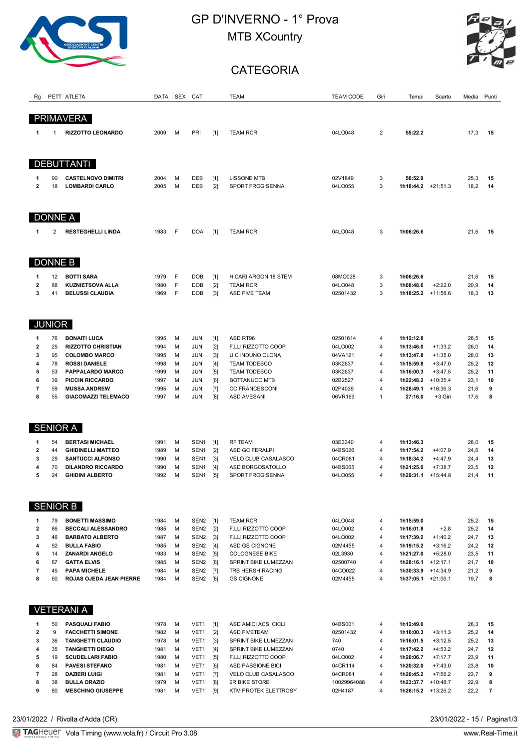# GP D'INVERNO - 1° Prova

## MTB XCountry

## CATEGORIA

| Rg | PETT | ATLETA | DATA | SEX | CAT | | TEAM | TEAM CODE | Giri | Tempi | Scarto | Media | Punti |
|---|---|---|---|---|---|---|---|---|---|---|---|---|---|
| **PRIMAVERA** | | | | | | | | | | | | | |
| 1 | 1 | **RIZZOTTO LEONARDO** | 2009 | M | PRI | [1] | TEAM RCR | 04LO048 | 2 | **55:22.2** | | 17,3 | **15** |
| **DEBUTTANTI** | | | | | | | | | | | | | |
| 1 | 90 | **CASTELNOVO DIMITRI** | 2004 | M | DEB | [1] | LISSONE MTB | 02V1849 | 3 | **56:52.9** | | 25,3 | **15** |
| 2 | 18 | **LOMBARDI CARLO** | 2005 | M | DEB | [2] | SPORT FROG SENNA | 04LO055 | 3 | **1h18:44.2** | +21:51.3 | 18,2 | **14** |
| **DONNE A** | | | | | | | | | | | | | |
| 1 | 2 | **RESTEGHELLI LINDA** | 1983 | F | DOA | [1] | TEAM RCR | 04LO048 | 3 | **1h06:26.6** | | 21,6 | **15** |
| **DONNE B** | | | | | | | | | | | | | |
| 1 | 12 | **BOTTI SARA** | 1979 | F | DOB | [1] | HICARI ARGON 18 STEM | 08MO028 | 3 | **1h06:26.6** | | 21,6 | **15** |
| 2 | 88 | **KUZNIETSOVA ALLA** | 1980 | F | DOB | [2] | TEAM RCR | 04LO048 | 3 | **1h08:48.6** | +2:22.0 | 20,9 | **14** |
| 3 | 41 | **BELUSSI CLAUDIA** | 1969 | F | DOB | [3] | ASD FIVE TEAM | 02501432 | 3 | **1h18:25.2** | +11:58.6 | 18,3 | **13** |
| **JUNIOR** | | | | | | | | | | | | | |
| 1 | 76 | **BONAITI LUCA** | 1995 | M | JUN | [1] | ASD RT96 | 02501614 | 4 | **1h12:12.8** | | 26,5 | **15** |
| 2 | 25 | **RIZZOTTO CHRISTIAN** | 1994 | M | JUN | [2] | F.LLI RIZZOTTO COOP | 04LO002 | 4 | **1h13:46.0** | +1:33.2 | 26,0 | **14** |
| 3 | 95 | **COLOMBO MARCO** | 1995 | M | JUN | [3] | U.C INDUNO OLONA | 04VA121 | 4 | **1h13:47.8** | +1:35.0 | 26,0 | **13** |
| 4 | 78 | **ROSSI DANIELE** | 1998 | M | JUN | [4] | TEAM TODESCO | 03K2637 | 4 | **1h15:59.8** | +3:47.0 | 25,2 | **12** |
| 5 | 53 | **PAPPALARDO MARCO** | 1999 | M | JUN | [5] | TEAM TODESCO | 03K2637 | 4 | **1h16:00.3** | +3:47.5 | 25,2 | **11** |
| 6 | 39 | **PICCIN RICCARDO** | 1997 | M | JUN | [6] | BOTTANUCO MTB | 02B2527 | 4 | **1h22:48.2** | +10:35.4 | 23,1 | **10** |
| 7 | 59 | **MUSSA ANDREW** | 1995 | M | JUN | [7] | CC FRANCESCONI | 02P4039 | 4 | **1h28:49.1** | +16:36.3 | 21,6 | **9** |
| 8 | 55 | **GIACOMAZZI TELEMACO** | 1997 | M | JUN | [8] | ASD AVESANI | 06VR169 | 1 | **27:16.0** | +3 Giri | 17,6 | **8** |
| **SENIOR A** | | | | | | | | | | | | | |
| 1 | 54 | **BERTASI MICHAEL** | 1991 | M | SEN1 | [1] | RF TEAM | 03E3340 | 4 | **1h13:46.3** | | 26,0 | **15** |
| 2 | 44 | **GHIDINELLI MATTEO** | 1989 | M | SEN1 | [2] | ASD GC FERALPI | 04BS026 | 4 | **1h17:54.2** | +4:07.9 | 24,6 | **14** |
| 3 | 29 | **SANTUCCI ALFONSO** | 1990 | M | SEN1 | [3] | VELO CLUB CASALASCO | 04CR081 | 4 | **1h18:34.2** | +4:47.9 | 24,4 | **13** |
| 4 | 70 | **DILANDRO RICCARDO** | 1990 | M | SEN1 | [4] | ASD BORGOSATOLLO | 04BS065 | 4 | **1h21:25.0** | +7:38.7 | 23,5 | **12** |
| 5 | 24 | **GHIDINI ALBERTO** | 1992 | M | SEN1 | [5] | SPORT FROG SENNA | 04LO055 | 4 | **1h29:31.1** | +15:44.8 | 21,4 | **11** |
| **SENIOR B** | | | | | | | | | | | | | |
| 1 | 79 | **BONETTI MASSIMO** | 1984 | M | SEN2 | [1] | TEAM RCR | 04LO048 | 4 | **1h15:59.0** | | 25,2 | **15** |
| 2 | 86 | **BECCALI ALESSANDRO** | 1985 | M | SEN2 | [2] | F.LLI RIZZOTTO COOP | 04LO002 | 4 | **1h16:01.8** | +2.8 | 25,2 | **14** |
| 3 | 46 | **BARBATO ALBERTO** | 1987 | M | SEN2 | [3] | F.LLI RIZZOTTO COOP | 04LO002 | 4 | **1h17:39.2** | +1:40.2 | 24,7 | **13** |
| 4 | 92 | **BULLA FABIO** | 1985 | M | SEN2 | [4] | ASD GS CIGNONE | 02M4455 | 4 | **1h19:15.2** | +3:16.2 | 24,2 | **12** |
| 5 | 14 | **ZANARDI ANGELO** | 1983 | M | SEN2 | [5] | COLOGNESE BIKE | 02L3930 | 4 | **1h21:27.0** | +5:28.0 | 23,5 | **11** |
| 6 | 67 | **GATTA ELVIS** | 1985 | M | SEN2 | [6] | SPRINT BIKE LUMEZZAN | 02500740 | 4 | **1h28:16.1** | +12:17.1 | 21,7 | **10** |
| 7 | 45 | **PAPA MICHELE** | 1984 | M | SEN2 | [7] | TRB HERSH RACING | 04CO022 | 4 | **1h30:33.9** | +14:34.9 | 21,2 | **9** |
| 8 | 60 | **ROJAS OJEDA JEAN PIERRE** | 1984 | M | SEN2 | [8] | GS CIGNONE | 02M4455 | 4 | **1h37:05.1** | +21:06.1 | 19,7 | **8** |
| **VETERANI A** | | | | | | | | | | | | | |
| 1 | 50 | **PASQUALI FABIO** | 1978 | M | VET1 | [1] | ASD AMICI ACSI CICLI | 04BS001 | 4 | **1h12:49.0** | | 26,3 | **15** |
| 2 | 9 | **FACCHETTI SIMONE** | 1982 | M | VET1 | [2] | ASD FIVETEAM | 02501432 | 4 | **1h16:00.3** | +3:11.3 | 25,2 | **14** |
| 3 | 36 | **TANGHETTI CLAUDIO** | 1978 | M | VET1 | [3] | SPRINT BIKE LUMEZZAN | 740 | 4 | **1h16:01.5** | +3:12.5 | 25,2 | **13** |
| 4 | 35 | **TANGHETTI DIEGO** | 1981 | M | VET1 | [4] | SPRINT BIKE LUMEZZAN | 0740 | 4 | **1h17:42.2** | +4:53.2 | 24,7 | **12** |
| 5 | 19 | **SCUDELLARI FABIO** | 1980 | M | VET1 | [5] | F.LLI RIZZOTTO COOP | 04LO002 | 4 | **1h20:06.7** | +7:17.7 | 23,9 | **11** |
| 6 | 84 | **PAVESI STEFANO** | 1981 | M | VET1 | [6] | ASD PASSIONE BICI | 04CR114 | 4 | **1h20:32.0** | +7:43.0 | 23,8 | **10** |
| 7 | 28 | **DAZIERI LUIGI** | 1981 | M | VET1 | [7] | VELO CLUB CASALASCO | 04CR081 | 4 | **1h20:45.2** | +7:56.2 | 23,7 | **9** |
| 8 | 38 | **BULLA ORAZIO** | 1979 | M | VET1 | [8] | 2R BIKE STORE | 10029964088 | 4 | **1h23:37.7** | +10:48.7 | 22,9 | **8** |
| 9 | 80 | **MESCHINO GIUSEPPE** | 1981 | M | VET1 | [9] | KTM PROTEK ELETTROSY | 02H4187 | 4 | **1h26:15.2** | +13:26.2 | 22,2 | **7** |

23/01/2022 / Rivolta d'Adda (CR)

23/01/2022 - 15

Vola Timing (www.vola.fr) / Circuit Pro 3.08

www.Real-Time.it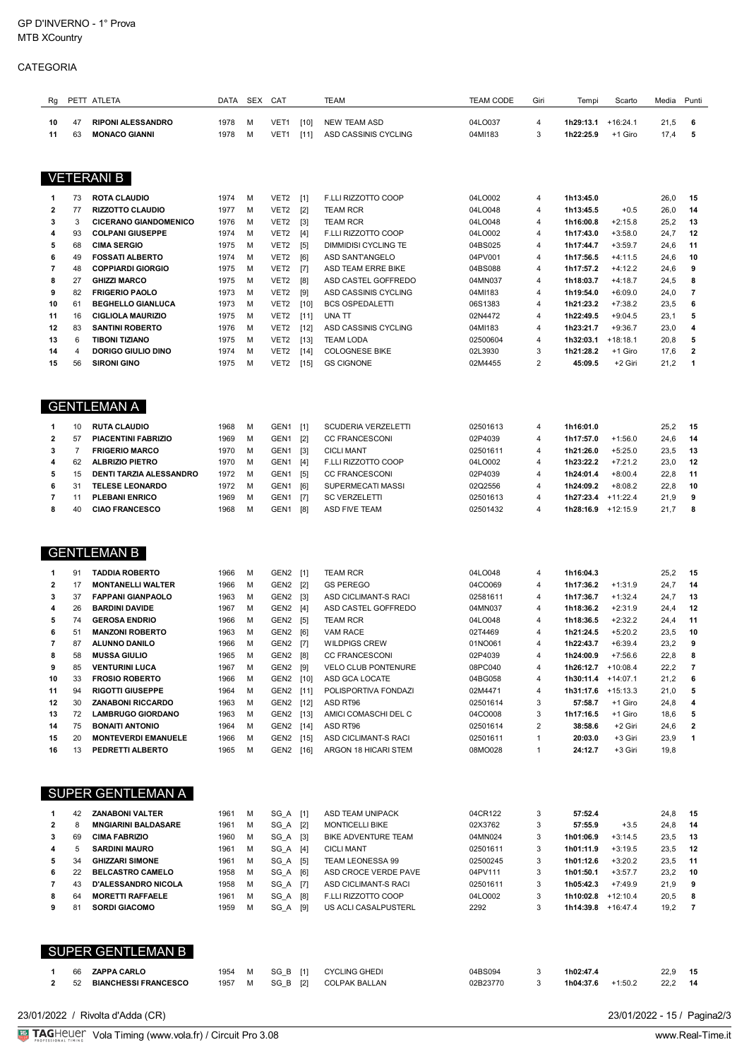GP D'INVERNO - 1° Prova
MTB XCountry

CATEGORIA

| Rg | PETT | ATLETA | DATA | SEX | CAT | | TEAM | TEAM CODE | Giri | Tempi | Scarto | Media | Punti |
|---|---|---|---|---|---|---|---|---|---|---|---|---|---|
| 10 | 47 | RIPONI ALESSANDRO | 1978 | M | VET1 | [10] | NEW TEAM ASD | 04LO037 | 4 | 1h29:13.1 | +16:24.1 | 21,5 | 6 |
| 11 | 63 | MONACO GIANNI | 1978 | M | VET1 | [11] | ASD CASSINIS CYCLING | 04MI183 | 3 | 1h22:25.9 | +1 Giro | 17,4 | 5 |

## VETERANI B

| Rg | PETT | ATLETA | DATA | SEX | CAT | | TEAM | TEAM CODE | Giri | Tempi | Scarto | Media | Punti |
|---|---|---|---|---|---|---|---|---|---|---|---|---|---|
| 1 | 73 | ROTA CLAUDIO | 1974 | M | VET2 | [1] | F.LLI RIZZOTTO COOP | 04LO002 | 4 | 1h13:45.0 | | 26,0 | 15 |
| 2 | 77 | RIZZOTTO CLAUDIO | 1977 | M | VET2 | [2] | TEAM RCR | 04LO048 | 4 | 1h13:45.5 | +0.5 | 26,0 | 14 |
| 3 | 3 | CICERANO GIANDOMENICO | 1976 | M | VET2 | [3] | TEAM RCR | 04LO048 | 4 | 1h16:00.8 | +2:15.8 | 25,2 | 13 |
| 4 | 93 | COLPANI GIUSEPPE | 1974 | M | VET2 | [4] | F.LLI RIZZOTTO COOP | 04LO002 | 4 | 1h17:43.0 | +3:58.0 | 24,7 | 12 |
| 5 | 68 | CIMA SERGIO | 1975 | M | VET2 | [5] | DIMMIDISI CYCLING TE | 04BS025 | 4 | 1h17:44.7 | +3:59.7 | 24,6 | 11 |
| 6 | 49 | FOSSATI ALBERTO | 1974 | M | VET2 | [6] | ASD SANT'ANGELO | 04PV001 | 4 | 1h17:56.5 | +4:11.5 | 24,6 | 10 |
| 7 | 48 | COPPIARDI GIORGIO | 1975 | M | VET2 | [7] | ASD TEAM ERRE BIKE | 04BS088 | 4 | 1h17:57.2 | +4:12.2 | 24,6 | 9 |
| 8 | 27 | GHIZZI MARCO | 1975 | M | VET2 | [8] | ASD CASTEL GOFFREDO | 04MN037 | 4 | 1h18:03.7 | +4:18.7 | 24,5 | 8 |
| 9 | 82 | FRIGERIO PAOLO | 1973 | M | VET2 | [9] | ASD CASSINIS CYCLING | 04MI183 | 4 | 1h19:54.0 | +6:09.0 | 24,0 | 7 |
| 10 | 61 | BEGHELLO GIANLUCA | 1973 | M | VET2 | [10] | BCS OSPEDALETTI | 06S1383 | 4 | 1h21:23.2 | +7:38.2 | 23,5 | 6 |
| 11 | 16 | CIGLIOLA MAURIZIO | 1975 | M | VET2 | [11] | UNA TT | 02N4472 | 4 | 1h22:49.5 | +9:04.5 | 23,1 | 5 |
| 12 | 83 | SANTINI ROBERTO | 1976 | M | VET2 | [12] | ASD CASSINIS CYCLING | 04MI183 | 4 | 1h23:21.7 | +9:36.7 | 23,0 | 4 |
| 13 | 6 | TIBONI TIZIANO | 1975 | M | VET2 | [13] | TEAM LODA | 02500604 | 4 | 1h32:03.1 | +18:18.1 | 20,8 | 5 |
| 14 | 4 | DORIGO GIULIO DINO | 1974 | M | VET2 | [14] | COLOGNESE BIKE | 02L3930 | 3 | 1h21:28.2 | +1 Giro | 17,6 | 2 |
| 15 | 56 | SIRONI GINO | 1975 | M | VET2 | [15] | GS CIGNONE | 02M4455 | 2 | 45:09.5 | +2 Giri | 21,2 | 1 |

## GENTLEMAN A

| Rg | PETT | ATLETA | DATA | SEX | CAT | | TEAM | TEAM CODE | Giri | Tempi | Scarto | Media | Punti |
|---|---|---|---|---|---|---|---|---|---|---|---|---|---|
| 1 | 10 | RUTA CLAUDIO | 1968 | M | GEN1 | [1] | SCUDERIA VERZELETTI | 02501613 | 4 | 1h16:01.0 | | 25,2 | 15 |
| 2 | 57 | PIACENTINI FABRIZIO | 1969 | M | GEN1 | [2] | CC FRANCESCONI | 02P4039 | 4 | 1h17:57.0 | +1:56.0 | 24,6 | 14 |
| 3 | 7 | FRIGERIO MARCO | 1970 | M | GEN1 | [3] | CICLI MANT | 02501611 | 4 | 1h21:26.0 | +5:25.0 | 23,5 | 13 |
| 4 | 62 | ALBRIZIO PIETRO | 1970 | M | GEN1 | [4] | F.LLI RIZZOTTO COOP | 04LO002 | 4 | 1h23:22.2 | +7:21.2 | 23,0 | 12 |
| 5 | 15 | DENTI TARZIA ALESSANDRO | 1972 | M | GEN1 | [5] | CC FRANCESCONI | 02P4039 | 4 | 1h24:01.4 | +8:00.4 | 22,8 | 11 |
| 6 | 31 | TELESE LEONARDO | 1972 | M | GEN1 | [6] | SUPERMECATI MASSI | 02Q2556 | 4 | 1h24:09.2 | +8:08.2 | 22,8 | 10 |
| 7 | 11 | PLEBANI ENRICO | 1969 | M | GEN1 | [7] | SC VERZELETTI | 02501613 | 4 | 1h27:23.4 | +11:22.4 | 21,9 | 9 |
| 8 | 40 | CIAO FRANCESCO | 1968 | M | GEN1 | [8] | ASD FIVE TEAM | 02501432 | 4 | 1h28:16.9 | +12:15.9 | 21,7 | 8 |

## GENTLEMAN B

| Rg | PETT | ATLETA | DATA | SEX | CAT | | TEAM | TEAM CODE | Giri | Tempi | Scarto | Media | Punti |
|---|---|---|---|---|---|---|---|---|---|---|---|---|---|
| 1 | 91 | TADDIA ROBERTO | 1966 | M | GEN2 | [1] | TEAM RCR | 04LO048 | 4 | 1h16:04.3 | | 25,2 | 15 |
| 2 | 17 | MONTANELLI WALTER | 1966 | M | GEN2 | [2] | GS PEREGO | 04CO069 | 4 | 1h17:36.2 | +1:31.9 | 24,7 | 14 |
| 3 | 37 | FAPPANI GIANPAOLO | 1963 | M | GEN2 | [3] | ASD CICLIMANT-S RACI | 02581611 | 4 | 1h17:36.7 | +1:32.4 | 24,7 | 13 |
| 4 | 26 | BARDINI DAVIDE | 1967 | M | GEN2 | [4] | ASD CASTEL GOFFREDO | 04MN037 | 4 | 1h18:36.2 | +2:31.9 | 24,4 | 12 |
| 5 | 74 | GEROSA ENDRIO | 1966 | M | GEN2 | [5] | TEAM RCR | 04LO048 | 4 | 1h18:36.5 | +2:32.2 | 24,4 | 11 |
| 6 | 51 | MANZONI ROBERTO | 1963 | M | GEN2 | [6] | VAM RACE | 02T4469 | 4 | 1h21:24.5 | +5:20.2 | 23,5 | 10 |
| 7 | 87 | ALUNNO DANILO | 1966 | M | GEN2 | [7] | WILDPIGS CREW | 01NO061 | 4 | 1h22:43.7 | +6:39.4 | 23,2 | 9 |
| 8 | 58 | MUSSA GIULIO | 1965 | M | GEN2 | [8] | CC FRANCESCONI | 02P4039 | 4 | 1h24:00.9 | +7:56.6 | 22,8 | 8 |
| 9 | 85 | VENTURINI LUCA | 1967 | M | GEN2 | [9] | VELO CLUB PONTENURE | 08PC040 | 4 | 1h26:12.7 | +10:08.4 | 22,2 | 7 |
| 10 | 33 | FROSIO ROBERTO | 1966 | M | GEN2 | [10] | ASD GCA LOCATE | 04BG058 | 4 | 1h30:11.4 | +14:07.1 | 21,2 | 6 |
| 11 | 94 | RIGOTTI GIUSEPPE | 1964 | M | GEN2 | [11] | POLISPORTIVA FONDAZI | 02M4471 | 4 | 1h31:17.6 | +15:13.3 | 21,0 | 5 |
| 12 | 30 | ZANABONI RICCARDO | 1963 | M | GEN2 | [12] | ASD RT96 | 02501614 | 3 | 57:58.7 | +1 Giro | 24,8 | 4 |
| 13 | 72 | LAMBRUGO GIORDANO | 1963 | M | GEN2 | [13] | AMICI COMASCHI DEL C | 04CO008 | 3 | 1h17:16.5 | +1 Giro | 18,6 | 5 |
| 14 | 75 | BONAITI ANTONIO | 1964 | M | GEN2 | [14] | ASD RT96 | 02501614 | 2 | 38:58.6 | +2 Giri | 24,6 | 2 |
| 15 | 20 | MONTEVERDI EMANUELE | 1966 | M | GEN2 | [15] | ASD CICLIMANT-S RACI | 02501611 | 1 | 20:03.0 | +3 Giri | 23,9 | 1 |
| 16 | 13 | PEDRETTI ALBERTO | 1965 | M | GEN2 | [16] | ARGON 18 HICARI STEM | 08MO028 | 1 | 24:12.7 | +3 Giri | 19,8 | |

## SUPER GENTLEMAN A

| Rg | PETT | ATLETA | DATA | SEX | CAT | | TEAM | TEAM CODE | Giri | Tempi | Scarto | Media | Punti |
|---|---|---|---|---|---|---|---|---|---|---|---|---|---|
| 1 | 42 | ZANABONI VALTER | 1961 | M | SG_A | [1] | ASD TEAM UNIPACK | 04CR122 | 3 | 57:52.4 | | 24,8 | 15 |
| 2 | 8 | MNGIARINI BALDASARE | 1961 | M | SG_A | [2] | MONTICELLI BIKE | 02X3762 | 3 | 57:55.9 | +3.5 | 24,8 | 14 |
| 3 | 69 | CIMA FABRIZIO | 1960 | M | SG_A | [3] | BIKE ADVENTURE TEAM | 04MN024 | 3 | 1h01:06.9 | +3:14.5 | 23,5 | 13 |
| 4 | 5 | SARDINI MAURO | 1961 | M | SG_A | [4] | CICLI MANT | 02501611 | 3 | 1h01:11.9 | +3:19.5 | 23,5 | 12 |
| 5 | 34 | GHIZZARI SIMONE | 1961 | M | SG_A | [5] | TEAM LEONESSA 99 | 02500245 | 3 | 1h01:12.6 | +3:20.2 | 23,5 | 11 |
| 6 | 22 | BELCASTRO CAMELO | 1958 | M | SG_A | [6] | ASD CROCE VERDE PAVE | 04PV111 | 3 | 1h01:50.1 | +3:57.7 | 23,2 | 10 |
| 7 | 43 | D'ALESSANDRO NICOLA | 1958 | M | SG_A | [7] | ASD CICLIMANT-S RACI | 02501611 | 3 | 1h05:42.3 | +7:49.9 | 21,9 | 9 |
| 8 | 64 | MORETTI RAFFAELE | 1961 | M | SG_A | [8] | F.LLI RIZZOTTO COOP | 04LO002 | 3 | 1h10:02.8 | +12:10.4 | 20,5 | 8 |
| 9 | 81 | SORDI GIACOMO | 1959 | M | SG_A | [9] | US ACLI CASALPUSTERL | 2292 | 3 | 1h14:39.8 | +16:47.4 | 19,2 | 7 |

## SUPER GENTLEMAN B

| Rg | PETT | ATLETA | DATA | SEX | CAT | | TEAM | TEAM CODE | Giri | Tempi | Scarto | Media | Punti |
|---|---|---|---|---|---|---|---|---|---|---|---|---|---|
| 1 | 66 | ZAPPA CARLO | 1954 | M | SG_B | [1] | CYCLING GHEDI | 04BS094 | 3 | 1h02:47.4 | | 22,9 | 15 |
| 2 | 52 | BIANCHESSI FRANCESCO | 1957 | M | SG_B | [2] | COLPAK BALLAN | 02B23770 | 3 | 1h04:37.6 | +1:50.2 | 22,2 | 14 |

23/01/2022 | Rivolta d'Adda (CR) — 23/01/2022 - 15 /

Vola Timing (www.vola.fr) / Circuit Pro 3.08 — www.Real-Time.it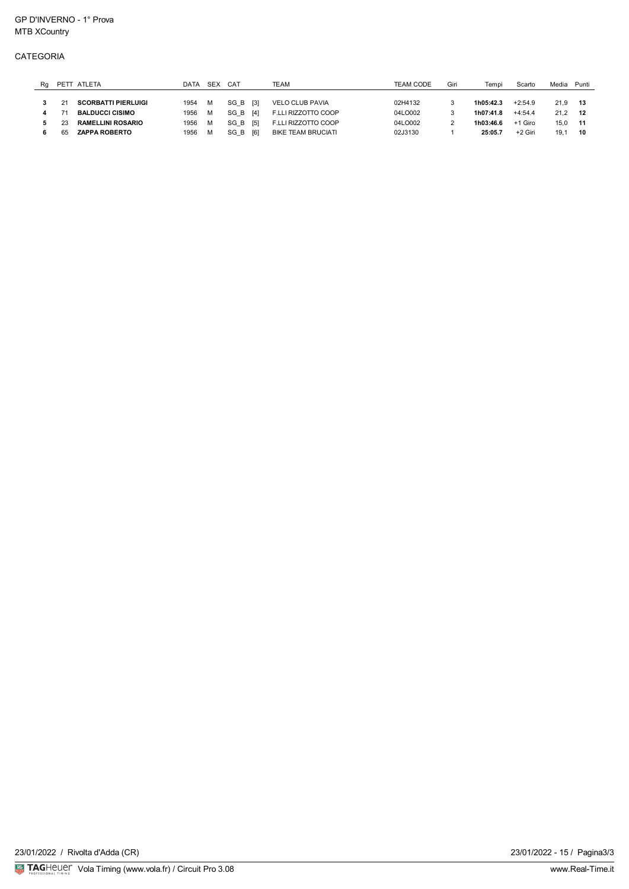GP D'INVERNO - 1° Prova
MTB XCountry

CATEGORIA

| Rg | PETT | ATLETA | DATA | SEX | CAT | | TEAM | TEAM CODE | Giri | Tempi | Scarto | Media | Punti |
|---|---|---|---|---|---|---|---|---|---|---|---|---|---|
| **3** | 21 | **SCORBATTI PIERLUIGI** | 1954 | M | SG_B | [3] | VELO CLUB PAVIA | 02H4132 | 3 | **1h05:42.3** | +2:54.9 | 21,9 | **13** |
| **4** | 71 | **BALDUCCI CISIMO** | 1956 | M | SG_B | [4] | F.LLI RIZZOTTO COOP | 04LO002 | 3 | **1h07:41.8** | +4:54.4 | 21,2 | **12** |
| **5** | 23 | **RAMELLINI ROSARIO** | 1956 | M | SG_B | [5] | F.LLI RIZZOTTO COOP | 04LO002 | 2 | **1h03:46.6** | +1 Giro | 15,0 | **11** |
| **6** | 65 | **ZAPPA ROBERTO** | 1956 | M | SG_B | [6] | BIKE TEAM BRUCIATI | 02J3130 | 1 | **25:05.7** | +2 Giri | 19,1 | **10** |

23/01/2022 / Rivolta d'Adda (CR)

23/01/2022 - 15 /

Vola Timing (www.vola.fr) / Circuit Pro 3.08

www.Real-Time.it